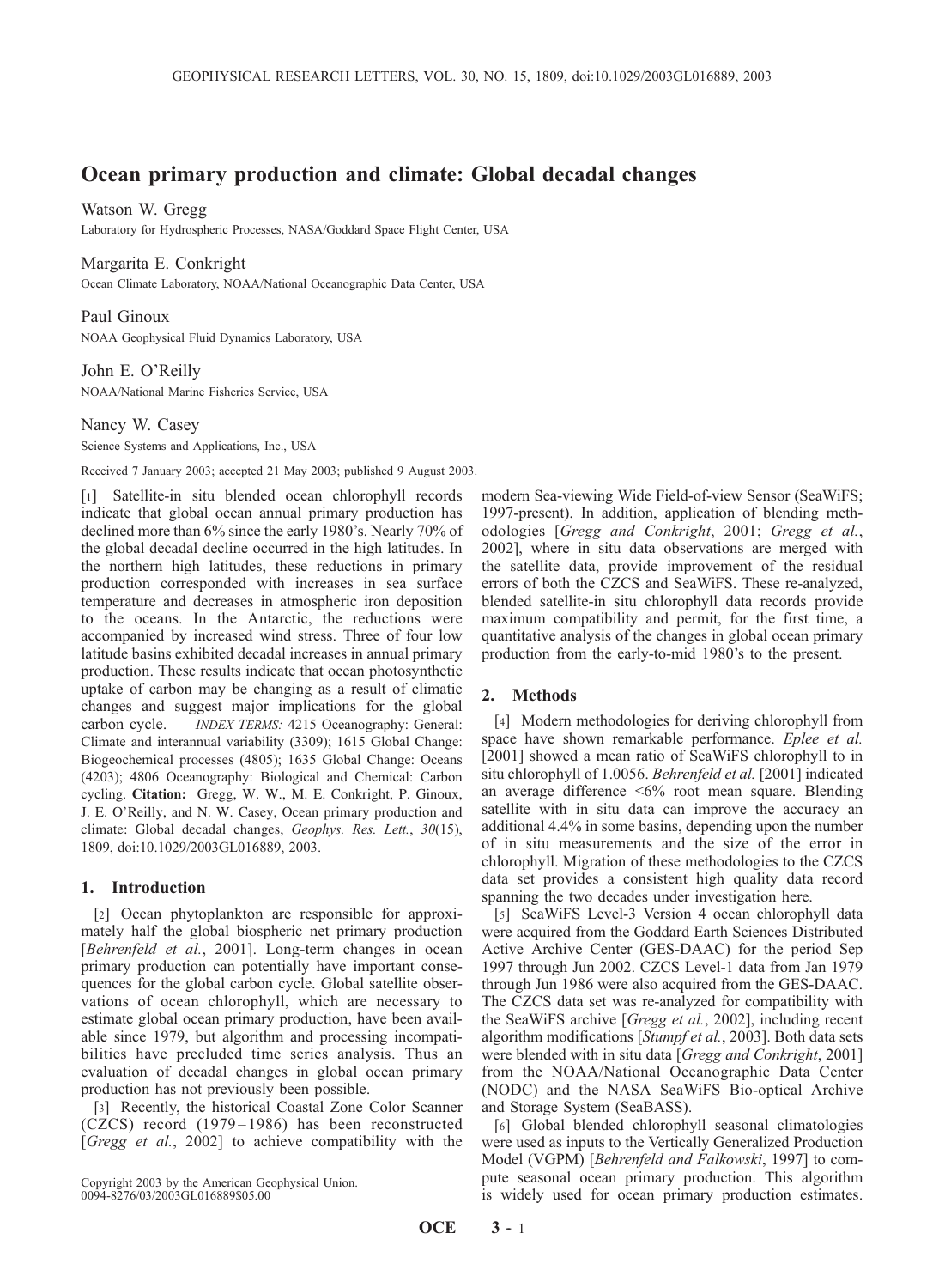# Ocean primary production and climate: Global decadal changes

Watson W. Gregg
Laboratory for Hydrospheric Processes, NASA/Goddard Space Flight Center, USA

Margarita E. Conkright
Ocean Climate Laboratory, NOAA/National Oceanographic Data Center, USA

Paul Ginoux
NOAA Geophysical Fluid Dynamics Laboratory, USA

John E. O'Reilly
NOAA/National Marine Fisheries Service, USA

Nancy W. Casey
Science Systems and Applications, Inc., USA

Received 7 January 2003; accepted 21 May 2003; published 9 August 2003.

[1] Satellite-in situ blended ocean chlorophyll records indicate that global ocean annual primary production has declined more than 6% since the early 1980's. Nearly 70% of the global decadal decline occurred in the high latitudes. In the northern high latitudes, these reductions in primary production corresponded with increases in sea surface temperature and decreases in atmospheric iron deposition to the oceans. In the Antarctic, the reductions were accompanied by increased wind stress. Three of four low latitude basins exhibited decadal increases in annual primary production. These results indicate that ocean photosynthetic uptake of carbon may be changing as a result of climatic changes and suggest major implications for the global carbon cycle. *INDEX TERMS:* 4215 Oceanography: General: Climate and interannual variability (3309); 1615 Global Change: Biogeochemical processes (4805); 1635 Global Change: Oceans (4203); 4806 Oceanography: Biological and Chemical: Carbon cycling. **Citation:** Gregg, W. W., M. E. Conkright, P. Ginoux, J. E. O'Reilly, and N. W. Casey, Ocean primary production and climate: Global decadal changes, *Geophys. Res. Lett.*, *30*(15), 1809, doi:10.1029/2003GL016889, 2003.

## 1. Introduction

[2] Ocean phytoplankton are responsible for approximately half the global biospheric net primary production [*Behrenfeld et al.*, 2001]. Long-term changes in ocean primary production can potentially have important consequences for the global carbon cycle. Global satellite observations of ocean chlorophyll, which are necessary to estimate global ocean primary production, have been available since 1979, but algorithm and processing incompatibilities have precluded time series analysis. Thus an evaluation of decadal changes in global ocean primary production has not previously been possible.

[3] Recently, the historical Coastal Zone Color Scanner (CZCS) record (1979–1986) has been reconstructed [*Gregg et al.*, 2002] to achieve compatibility with the modern Sea-viewing Wide Field-of-view Sensor (SeaWiFS; 1997-present). In addition, application of blending methodologies [*Gregg and Conkright*, 2001; *Gregg et al.*, 2002], where in situ data observations are merged with the satellite data, provide improvement of the residual errors of both the CZCS and SeaWiFS. These re-analyzed, blended satellite-in situ chlorophyll data records provide maximum compatibility and permit, for the first time, a quantitative analysis of the changes in global ocean primary production from the early-to-mid 1980's to the present.

## 2. Methods

[4] Modern methodologies for deriving chlorophyll from space have shown remarkable performance. *Eplee et al.* [2001] showed a mean ratio of SeaWiFS chlorophyll to in situ chlorophyll of 1.0056. *Behrenfeld et al.* [2001] indicated an average difference <6% root mean square. Blending satellite with in situ data can improve the accuracy an additional 4.4% in some basins, depending upon the number of in situ measurements and the size of the error in chlorophyll. Migration of these methodologies to the CZCS data set provides a consistent high quality data record spanning the two decades under investigation here.

[5] SeaWiFS Level-3 Version 4 ocean chlorophyll data were acquired from the Goddard Earth Sciences Distributed Active Archive Center (GES-DAAC) for the period Sep 1997 through Jun 2002. CZCS Level-1 data from Jan 1979 through Jun 1986 were also acquired from the GES-DAAC. The CZCS data set was re-analyzed for compatibility with the SeaWiFS archive [*Gregg et al.*, 2002], including recent algorithm modifications [*Stumpf et al.*, 2003]. Both data sets were blended with in situ data [*Gregg and Conkright*, 2001] from the NOAA/National Oceanographic Data Center (NODC) and the NASA SeaWiFS Bio-optical Archive and Storage System (SeaBASS).

[6] Global blended chlorophyll seasonal climatologies were used as inputs to the Vertically Generalized Production Model (VGPM) [*Behrenfeld and Falkowski*, 1997] to compute seasonal ocean primary production. This algorithm is widely used for ocean primary production estimates.

Copyright 2003 by the American Geophysical Union.
0094-8276/03/2003GL016889$05.00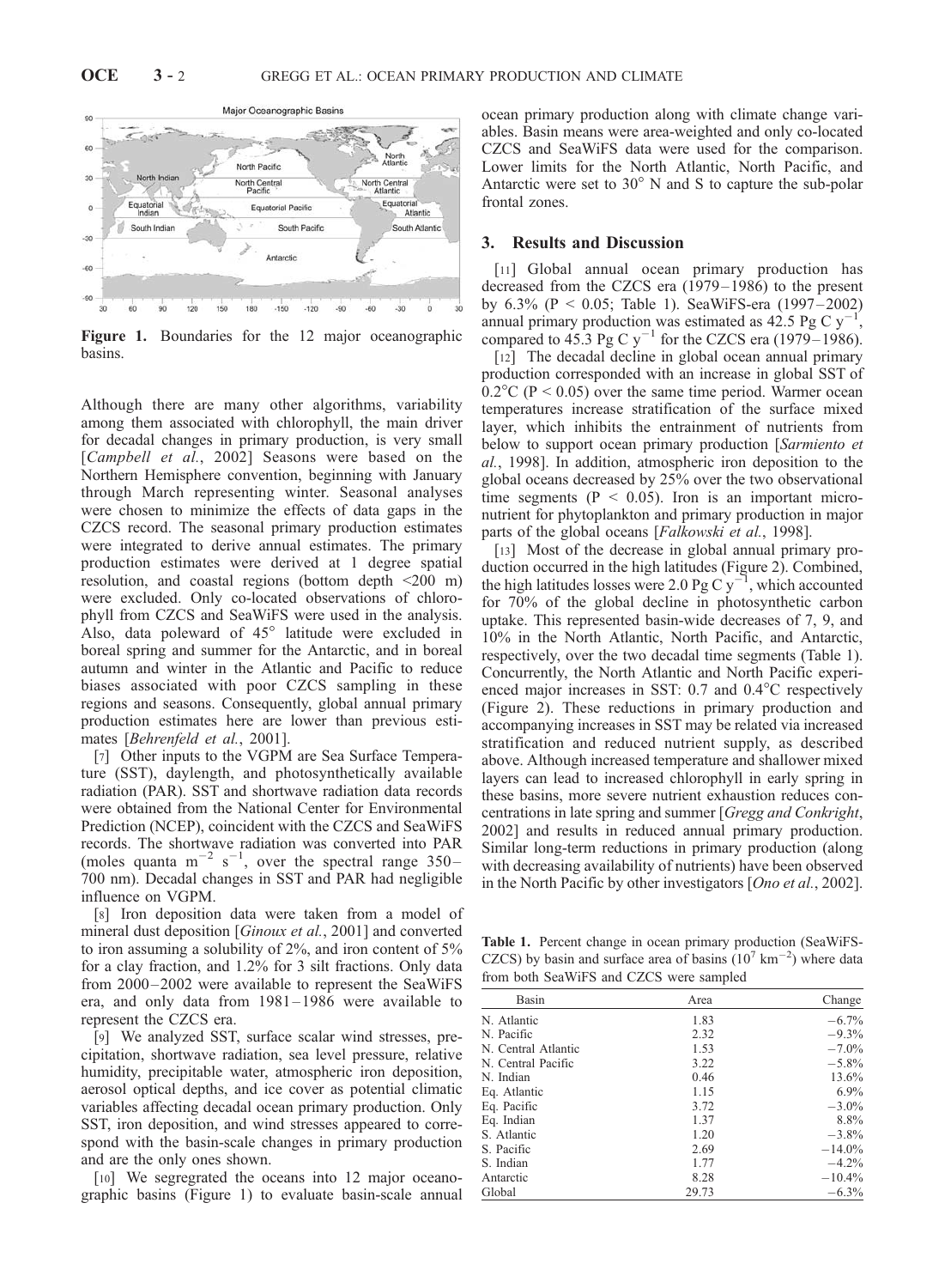Figure 1. Boundaries for the 12 major oceanographic basins.

Although there are many other algorithms, variability among them associated with chlorophyll, the main driver for decadal changes in primary production, is very small [*Campbell et al.*, 2002] Seasons were based on the Northern Hemisphere convention, beginning with January through March representing winter. Seasonal analyses were chosen to minimize the effects of data gaps in the CZCS record. The seasonal primary production estimates were integrated to derive annual estimates. The primary production estimates were derived at 1 degree spatial resolution, and coastal regions (bottom depth <200 m) were excluded. Only co-located observations of chlorophyll from CZCS and SeaWiFS were used in the analysis. Also, data poleward of 45° latitude were excluded in boreal spring and summer for the Antarctic, and in boreal autumn and winter in the Atlantic and Pacific to reduce biases associated with poor CZCS sampling in these regions and seasons. Consequently, global annual primary production estimates here are lower than previous estimates [*Behrenfeld et al.*, 2001].

[7] Other inputs to the VGPM are Sea Surface Temperature (SST), daylength, and photosynthetically available radiation (PAR). SST and shortwave radiation data records were obtained from the National Center for Environmental Prediction (NCEP), coincident with the CZCS and SeaWiFS records. The shortwave radiation was converted into PAR (moles quanta $m^{-2}$ $s^{-1}$, over the spectral range 350–700 nm). Decadal changes in SST and PAR had negligible influence on VGPM.

[8] Iron deposition data were taken from a model of mineral dust deposition [*Ginoux et al.*, 2001] and converted to iron assuming a solubility of 2%, and iron content of 5% for a clay fraction, and 1.2% for 3 silt fractions. Only data from 2000–2002 were available to represent the SeaWiFS era, and only data from 1981–1986 were available to represent the CZCS era.

[9] We analyzed SST, surface scalar wind stresses, precipitation, shortwave radiation, sea level pressure, relative humidity, precipitable water, atmospheric iron deposition, aerosol optical depths, and ice cover as potential climatic variables affecting decadal ocean primary production. Only SST, iron deposition, and wind stresses appeared to correspond with the basin-scale changes in primary production and are the only ones shown.

[10] We segregrated the oceans into 12 major oceanographic basins (Figure 1) to evaluate basin-scale annual ocean primary production along with climate change variables. Basin means were area-weighted and only co-located CZCS and SeaWiFS data were used for the comparison. Lower limits for the North Atlantic, North Pacific, and Antarctic were set to 30° N and S to capture the sub-polar frontal zones.

## 3. Results and Discussion

[11] Global annual ocean primary production has decreased from the CZCS era (1979–1986) to the present by 6.3% ($P < 0.05$; Table 1). SeaWiFS-era (1997–2002) annual primary production was estimated as 42.5 Pg C $y^{-1}$, compared to 45.3 Pg C $y^{-1}$ for the CZCS era (1979–1986).

[12] The decadal decline in global ocean annual primary production corresponded with an increase in global SST of 0.2°C ($P < 0.05$) over the same time period. Warmer ocean temperatures increase stratification of the surface mixed layer, which inhibits the entrainment of nutrients from below to support ocean primary production [*Sarmiento et al.*, 1998]. In addition, atmospheric iron deposition to the global oceans decreased by 25% over the two observational time segments ($P < 0.05$). Iron is an important micronutrient for phytoplankton and primary production in major parts of the global oceans [*Falkowski et al.*, 1998].

[13] Most of the decrease in global annual primary production occurred in the high latitudes (Figure 2). Combined, the high latitudes losses were 2.0 Pg C $y^{-1}$, which accounted for 70% of the global decline in photosynthetic carbon uptake. This represented basin-wide decreases of 7, 9, and 10% in the North Atlantic, North Pacific, and Antarctic, respectively, over the two decadal time segments (Table 1). Concurrently, the North Atlantic and North Pacific experienced major increases in SST: 0.7 and 0.4°C respectively (Figure 2). These reductions in primary production and accompanying increases in SST may be related via increased stratification and reduced nutrient supply, as described above. Although increased temperature and shallower mixed layers can lead to increased chlorophyll in early spring in these basins, more severe nutrient exhaustion reduces concentrations in late spring and summer [*Gregg and Conkright*, 2002] and results in reduced annual primary production. Similar long-term reductions in primary production (along with decreasing availability of nutrients) have been observed in the North Pacific by other investigators [*Ono et al.*, 2002].

**Table 1.** Percent change in ocean primary production (SeaWiFS-CZCS) by basin and surface area of basins ($10^7$ $km^{-2}$) where data from both SeaWiFS and CZCS were sampled

| Basin | Area | Change |
|---|---|---|
| N. Atlantic | 1.83 | −6.7% |
| N. Pacific | 2.32 | −9.3% |
| N. Central Atlantic | 1.53 | −7.0% |
| N. Central Pacific | 3.22 | −5.8% |
| N. Indian | 0.46 | 13.6% |
| Eq. Atlantic | 1.15 | 6.9% |
| Eq. Pacific | 3.72 | −3.0% |
| Eq. Indian | 1.37 | 8.8% |
| S. Atlantic | 1.20 | −3.8% |
| S. Pacific | 2.69 | −14.0% |
| S. Indian | 1.77 | −4.2% |
| Antarctic | 8.28 | −10.4% |
| Global | 29.73 | −6.3% |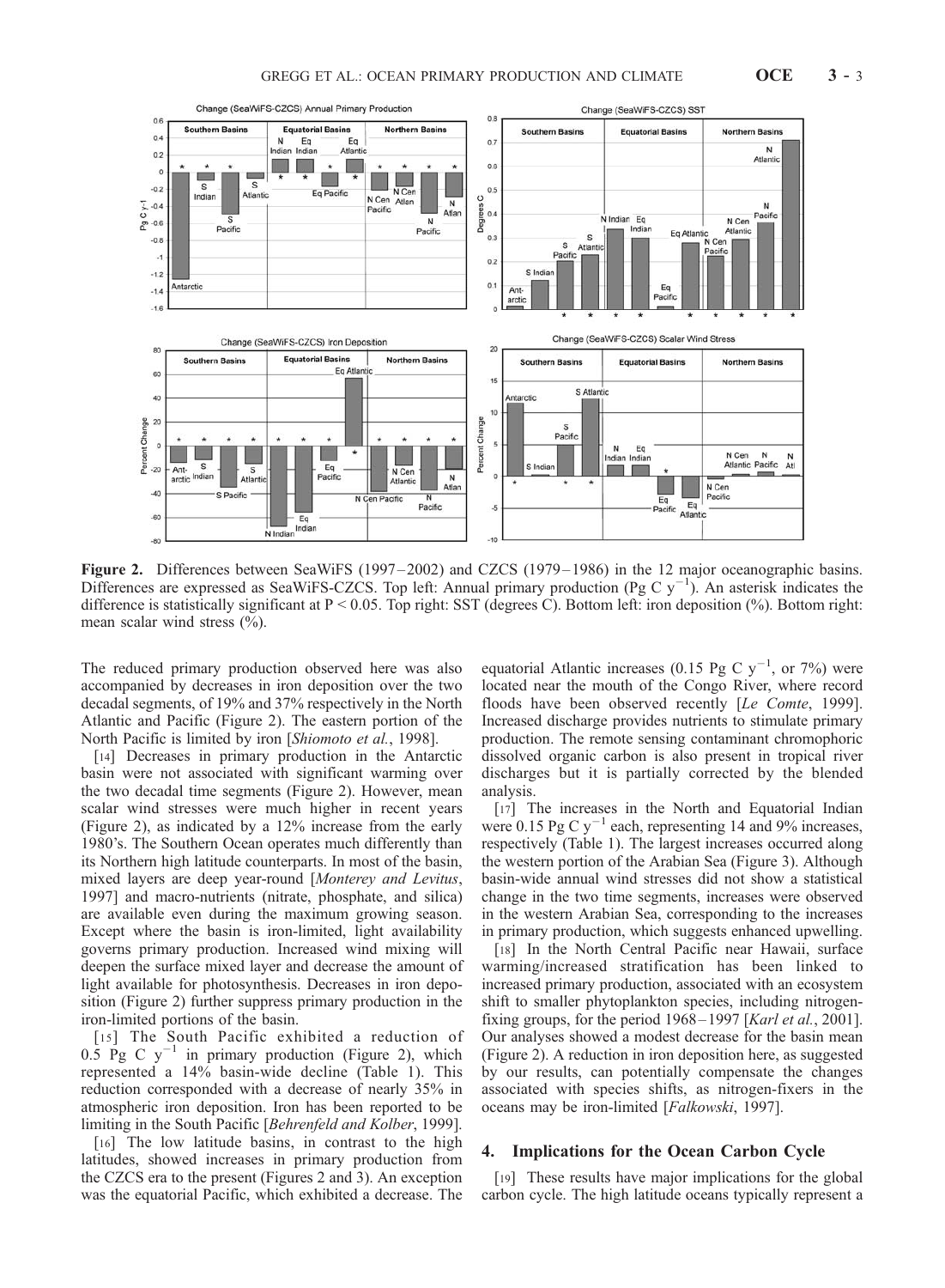Figure 2. Differences between SeaWiFS (1997–2002) and CZCS (1979–1986) in the 12 major oceanographic basins. Differences are expressed as SeaWiFS-CZCS. Top left: Annual primary production (Pg C $y^{-1}$). An asterisk indicates the difference is statistically significant at $P < 0.05$. Top right: SST (degrees C). Bottom left: iron deposition (%). Bottom right: mean scalar wind stress (%).

The reduced primary production observed here was also accompanied by decreases in iron deposition over the two decadal segments, of 19% and 37% respectively in the North Atlantic and Pacific (Figure 2). The eastern portion of the North Pacific is limited by iron [*Shiomoto et al.*, 1998].

[14] Decreases in primary production in the Antarctic basin were not associated with significant warming over the two decadal time segments (Figure 2). However, mean scalar wind stresses were much higher in recent years (Figure 2), as indicated by a 12% increase from the early 1980's. The Southern Ocean operates much differently than its Northern high latitude counterparts. In most of the basin, mixed layers are deep year-round [*Monterey and Levitus*, 1997] and macro-nutrients (nitrate, phosphate, and silica) are available even during the maximum growing season. Except where the basin is iron-limited, light availability governs primary production. Increased wind mixing will deepen the surface mixed layer and decrease the amount of light available for photosynthesis. Decreases in iron deposition (Figure 2) further suppress primary production in the iron-limited portions of the basin.

[15] The South Pacific exhibited a reduction of 0.5 Pg C $y^{-1}$ in primary production (Figure 2), which represented a 14% basin-wide decline (Table 1). This reduction corresponded with a decrease of nearly 35% in atmospheric iron deposition. Iron has been reported to be limiting in the South Pacific [*Behrenfeld and Kolber*, 1999].

[16] The low latitude basins, in contrast to the high latitudes, showed increases in primary production from the CZCS era to the present (Figures 2 and 3). An exception was the equatorial Pacific, which exhibited a decrease. The equatorial Atlantic increases (0.15 Pg C $y^{-1}$, or 7%) were located near the mouth of the Congo River, where record floods have been observed recently [*Le Comte*, 1999]. Increased discharge provides nutrients to stimulate primary production. The remote sensing contaminant chromophoric dissolved organic carbon is also present in tropical river discharges but it is partially corrected by the blended analysis.

[17] The increases in the North and Equatorial Indian were 0.15 Pg C $y^{-1}$ each, representing 14 and 9% increases, respectively (Table 1). The largest increases occurred along the western portion of the Arabian Sea (Figure 3). Although basin-wide annual wind stresses did not show a statistical change in the two time segments, increases were observed in the western Arabian Sea, corresponding to the increases in primary production, which suggests enhanced upwelling.

[18] In the North Central Pacific near Hawaii, surface warming/increased stratification has been linked to increased primary production, associated with an ecosystem shift to smaller phytoplankton species, including nitrogen-fixing groups, for the period 1968–1997 [*Karl et al.*, 2001]. Our analyses showed a modest decrease for the basin mean (Figure 2). A reduction in iron deposition here, as suggested by our results, can potentially compensate the changes associated with species shifts, as nitrogen-fixers in the oceans may be iron-limited [*Falkowski*, 1997].

## 4. Implications for the Ocean Carbon Cycle

[19] These results have major implications for the global carbon cycle. The high latitude oceans typically represent a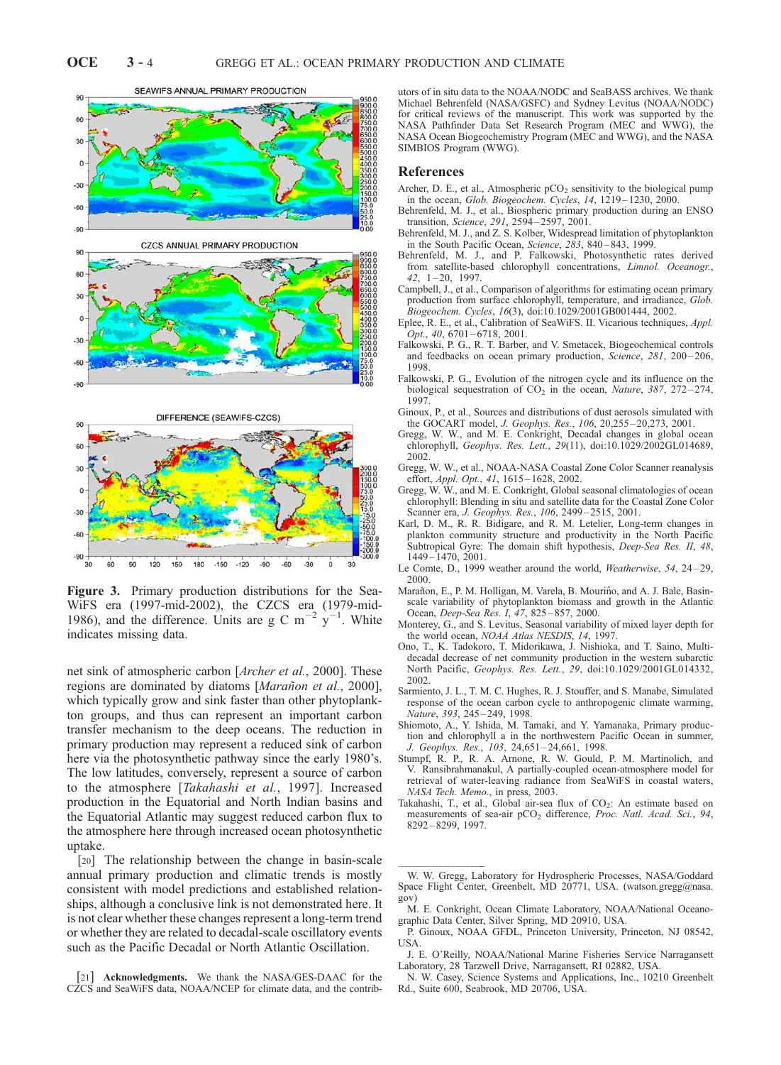SEAWIFS ANNUAL PRIMARY PRODUCTION

CZCS ANNUAL PRIMARY PRODUCTION

DIFFERENCE (SEAWIFS-CZCS)

**Figure 3.** Primary production distributions for the SeaWiFS era (1997-mid-2002), the CZCS era (1979-mid-1986), and the difference. Units are g C $m^{-2}$ $y^{-1}$. White indicates missing data.

net sink of atmospheric carbon [*Archer et al.*, 2000]. These regions are dominated by diatoms [*Marañon et al.*, 2000], which typically grow and sink faster than other phytoplankton groups, and thus can represent an important carbon transfer mechanism to the deep oceans. The reduction in primary production may represent a reduced sink of carbon here via the photosynthetic pathway since the early 1980's. The low latitudes, conversely, represent a source of carbon to the atmosphere [*Takahashi et al.*, 1997]. Increased production in the Equatorial and North Indian basins and the Equatorial Atlantic may suggest reduced carbon flux to the atmosphere here through increased ocean photosynthetic uptake.

[20] The relationship between the change in basin-scale annual primary production and climatic trends is mostly consistent with model predictions and established relationships, although a conclusive link is not demonstrated here. It is not clear whether these changes represent a long-term trend or whether they are related to decadal-scale oscillatory events such as the Pacific Decadal or North Atlantic Oscillation.

[21] **Acknowledgments.** We thank the NASA/GES-DAAC for the CZCS and SeaWiFS data, NOAA/NCEP for climate data, and the contributors of in situ data to the NOAA/NODC and SeaBASS archives. We thank Michael Behrenfeld (NASA/GSFC) and Sydney Levitus (NOAA/NODC) for critical reviews of the manuscript. This work was supported by the NASA Pathfinder Data Set Research Program (MEC and WWG), the NASA Ocean Biogeochemistry Program (MEC and WWG), and the NASA SIMBIOS Program (WWG).

## References

Archer, D. E., et al., Atmospheric $pCO_2$ sensitivity to the biological pump in the ocean, *Glob. Biogeochem. Cycles*, *14*, 1219–1230, 2000.

Behrenfeld, M. J., et al., Biospheric primary production during an ENSO transition, *Science*, *291*, 2594–2597, 2001.

Behrenfeld, M. J., and Z. S. Kolber, Widespread limitation of phytoplankton in the South Pacific Ocean, *Science*, *283*, 840–843, 1999.

Behrenfeld, M. J., and P. Falkowski, Photosynthetic rates derived from satellite-based chlorophyll concentrations, *Limnol. Oceanogr.*, *42*, 1–20, 1997.

Campbell, J., et al., Comparison of algorithms for estimating ocean primary production from surface chlorophyll, temperature, and irradiance, *Glob. Biogeochem. Cycles*, *16*(3), doi:10.1029/2001GB001444, 2002.

Eplee, R. E., et al., Calibration of SeaWiFS. II. Vicarious techniques, *Appl. Opt.*, *40*, 6701–6718, 2001.

Falkowski, P. G., R. T. Barber, and V. Smetacek, Biogeochemical controls and feedbacks on ocean primary production, *Science*, *281*, 200–206, 1998.

Falkowski, P. G., Evolution of the nitrogen cycle and its influence on the biological sequestration of $CO_2$ in the ocean, *Nature*, *387*, 272–274, 1997.

Ginoux, P., et al., Sources and distributions of dust aerosols simulated with the GOCART model, *J. Geophys. Res.*, *106*, 20,255–20,273, 2001.

Gregg, W. W., and M. E. Conkright, Decadal changes in global ocean chlorophyll, *Geophys. Res. Lett.*, *29*(11), doi:10.1029/2002GL014689, 2002.

Gregg, W. W., et al., NOAA-NASA Coastal Zone Color Scanner reanalysis effort, *Appl. Opt.*, *41*, 1615–1628, 2002.

Gregg, W. W., and M. E. Conkright, Global seasonal climatologies of ocean chlorophyll: Blending in situ and satellite data for the Coastal Zone Color Scanner era, *J. Geophys. Res.*, *106*, 2499–2515, 2001.

Karl, D. M., R. R. Bidigare, and R. M. Letelier, Long-term changes in plankton community structure and productivity in the North Pacific Subtropical Gyre: The domain shift hypothesis, *Deep-Sea Res. II*, *48*, 1449–1470, 2001.

Le Comte, D., 1999 weather around the world, *Weatherwise*, *54*, 24–29, 2000.

Marañon, E., P. M. Holligan, M. Varela, B. Mouriño, and A. J. Bale, Basin-scale variability of phytoplankton biomass and growth in the Atlantic Ocean, *Deep-Sea Res. I*, *47*, 825–857, 2000.

Monterey, G., and S. Levitus, Seasonal variability of mixed layer depth for the world ocean, *NOAA Atlas NESDIS*, *14*, 1997.

Ono, T., K. Tadokoro, T. Midorikawa, J. Nishioka, and T. Saino, Multi-decadal decrease of net community production in the western subarctic North Pacific, *Geophys. Res. Lett.*, *29*, doi:10.1029/2001GL014332, 2002.

Sarmiento, J. L., T. M. C. Hughes, R. J. Stouffer, and S. Manabe, Simulated response of the ocean carbon cycle to anthropogenic climate warming, *Nature*, *393*, 245–249, 1998.

Shiomoto, A., Y. Ishida, M. Tamaki, and Y. Yamanaka, Primary production and chlorophyll a in the northwestern Pacific Ocean in summer, *J. Geophys. Res.*, *103*, 24,651–24,661, 1998.

Stumpf, R. P., R. A. Arnone, R. W. Gould, P. M. Martinolich, and V. Ransibrahmanakul, A partially-coupled ocean-atmosphere model for retrieval of water-leaving radiance from SeaWiFS in coastal waters, *NASA Tech. Memo.*, in press, 2003.

Takahashi, T., et al., Global air-sea flux of $CO_2$: An estimate based on measurements of sea-air $pCO_2$ difference, *Proc. Natl. Acad. Sci.*, *94*, 8292–8299, 1997.

---

W. W. Gregg, Laboratory for Hydrospheric Processes, NASA/Goddard Space Flight Center, Greenbelt, MD 20771, USA. (watson.gregg@nasa.gov)

M. E. Conkright, Ocean Climate Laboratory, NOAA/National Oceanographic Data Center, Silver Spring, MD 20910, USA.

P. Ginoux, NOAA GFDL, Princeton University, Princeton, NJ 08542, USA.

J. E. O'Reilly, NOAA/National Marine Fisheries Service Narragansett Laboratory, 28 Tarzwell Drive, Narragansett, RI 02882, USA.

N. W. Casey, Science Systems and Applications, Inc., 10210 Greenbelt Rd., Suite 600, Seabrook, MD 20706, USA.